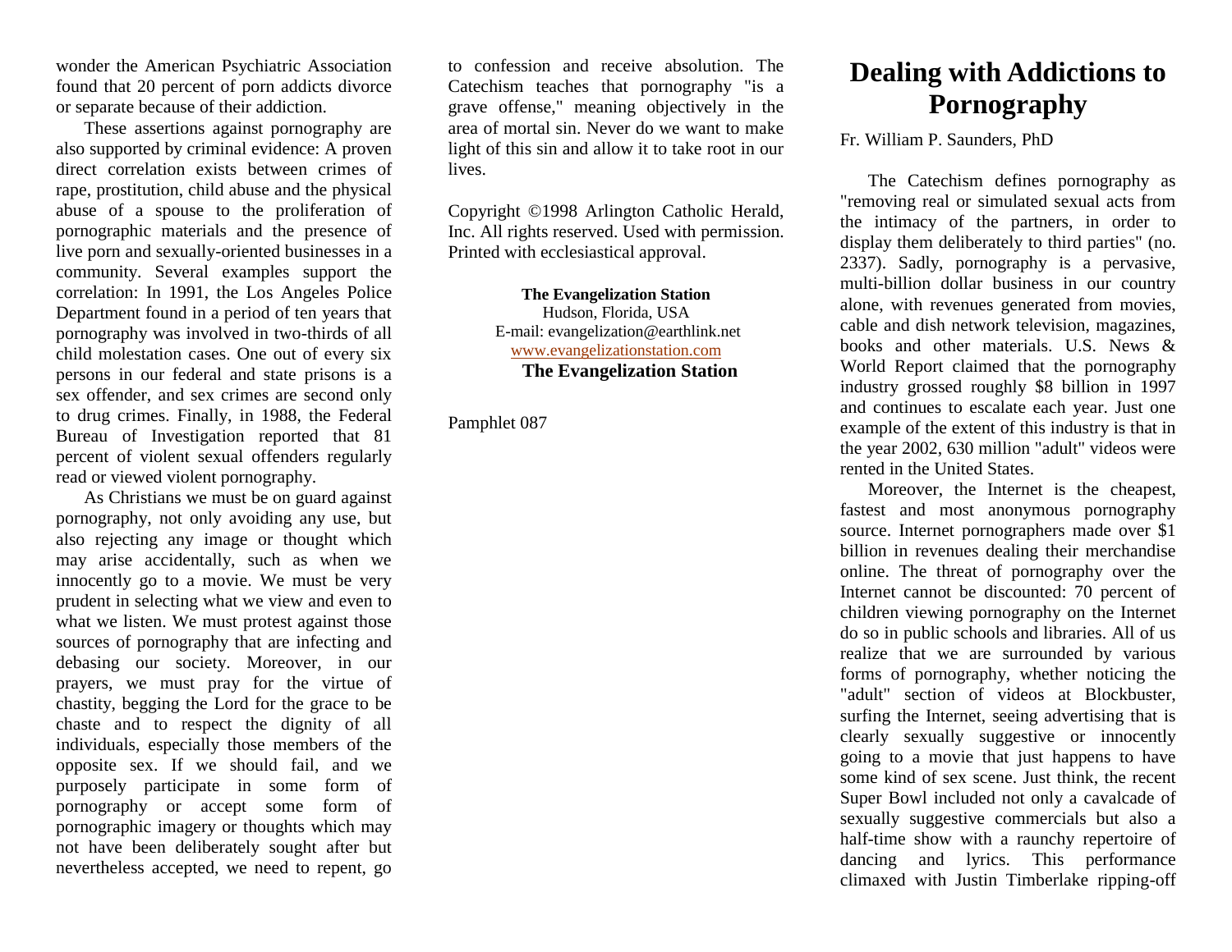wonder the American Psychiatric Association found that 20 percent of porn addicts divorce or separate because of their addiction.

These assertions against pornography are also supported by criminal evidence: A proven direct correlation exists between crimes of rape, prostitution, child abuse and the physical abuse of a spouse to the proliferation of pornographic materials and the presence of live porn and sexually-oriented businesses in a community. Several examples support the correlation: In 1991, the Los Angeles Police Department found in a period of ten years that pornography was involved in two-thirds of all child molestation cases. One out of every six persons in our federal and state prisons is a sex offender, and sex crimes are second only to drug crimes. Finally, in 1988, the Federal Bureau of Investigation reported that 81 percent of violent sexual offenders regularly read or viewed violent pornography.

As Christians we must be on guard against pornography, not only avoiding any use, but also rejecting any image or thought which may arise accidentally, such as when we innocently go to a movie. We must be very prudent in selecting what we view and even to what we listen. We must protest against those sources of pornography that are infecting and debasing our society. Moreover, in our prayers, we must pray for the virtue of chastity, begging the Lord for the grace to be chaste and to respect the dignity of all individuals, especially those members of the opposite sex. If we should fail, and we purposely participate in some form of pornography or accept some form of pornographic imagery or thoughts which may not have been deliberately sought after but nevertheless accepted, we need to repent, go to confession and receive absolution. The Catechism teaches that pornography "is a grave offense," meaning objectively in the area of mortal sin. Never do we want to make light of this sin and allow it to take root in our lives.

Copyright ©1998 Arlington Catholic Herald, Inc. All rights reserved. Used with permission. Printed with ecclesiastical approval.

**The Evangelization Station**
Hudson, Florida, USA
E-mail: evangelization@earthlink.net
www.evangelizationstation.com
**The Evangelization Station**

Pamphlet 087

# Dealing with Addictions to Pornography

Fr. William P. Saunders, PhD

The Catechism defines pornography as "removing real or simulated sexual acts from the intimacy of the partners, in order to display them deliberately to third parties" (no. 2337). Sadly, pornography is a pervasive, multi-billion dollar business in our country alone, with revenues generated from movies, cable and dish network television, magazines, books and other materials. U.S. News & World Report claimed that the pornography industry grossed roughly $8 billion in 1997 and continues to escalate each year. Just one example of the extent of this industry is that in the year 2002, 630 million "adult" videos were rented in the United States.

Moreover, the Internet is the cheapest, fastest and most anonymous pornography source. Internet pornographers made over $1 billion in revenues dealing their merchandise online. The threat of pornography over the Internet cannot be discounted: 70 percent of children viewing pornography on the Internet do so in public schools and libraries. All of us realize that we are surrounded by various forms of pornography, whether noticing the "adult" section of videos at Blockbuster, surfing the Internet, seeing advertising that is clearly sexually suggestive or innocently going to a movie that just happens to have some kind of sex scene. Just think, the recent Super Bowl included not only a cavalcade of sexually suggestive commercials but also a half-time show with a raunchy repertoire of dancing and lyrics. This performance climaxed with Justin Timberlake ripping-off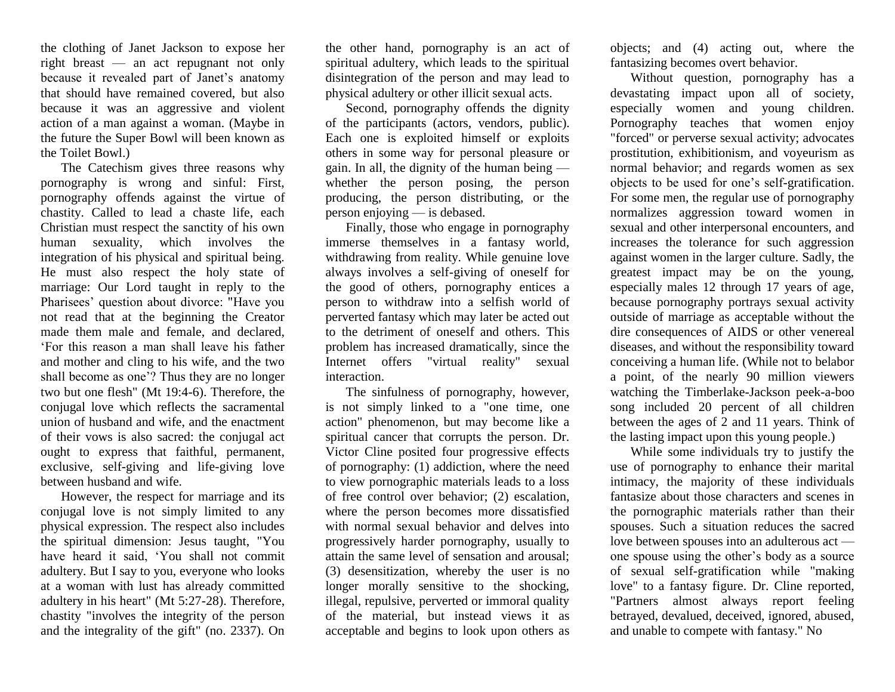the clothing of Janet Jackson to expose her right breast — an act repugnant not only because it revealed part of Janet's anatomy that should have remained covered, but also because it was an aggressive and violent action of a man against a woman. (Maybe in the future the Super Bowl will been known as the Toilet Bowl.)

The Catechism gives three reasons why pornography is wrong and sinful: First, pornography offends against the virtue of chastity. Called to lead a chaste life, each Christian must respect the sanctity of his own human sexuality, which involves the integration of his physical and spiritual being. He must also respect the holy state of marriage: Our Lord taught in reply to the Pharisees' question about divorce: "Have you not read that at the beginning the Creator made them male and female, and declared, 'For this reason a man shall leave his father and mother and cling to his wife, and the two shall become as one'? Thus they are no longer two but one flesh" (Mt 19:4-6). Therefore, the conjugal love which reflects the sacramental union of husband and wife, and the enactment of their vows is also sacred: the conjugal act ought to express that faithful, permanent, exclusive, self-giving and life-giving love between husband and wife.

However, the respect for marriage and its conjugal love is not simply limited to any physical expression. The respect also includes the spiritual dimension: Jesus taught, "You have heard it said, 'You shall not commit adultery. But I say to you, everyone who looks at a woman with lust has already committed adultery in his heart" (Mt 5:27-28). Therefore, chastity "involves the integrity of the person and the integrality of the gift" (no. 2337). On the other hand, pornography is an act of spiritual adultery, which leads to the spiritual disintegration of the person and may lead to physical adultery or other illicit sexual acts.

Second, pornography offends the dignity of the participants (actors, vendors, public). Each one is exploited himself or exploits others in some way for personal pleasure or gain. In all, the dignity of the human being — whether the person posing, the person producing, the person distributing, or the person enjoying — is debased.

Finally, those who engage in pornography immerse themselves in a fantasy world, withdrawing from reality. While genuine love always involves a self-giving of oneself for the good of others, pornography entices a person to withdraw into a selfish world of perverted fantasy which may later be acted out to the detriment of oneself and others. This problem has increased dramatically, since the Internet offers "virtual reality" sexual interaction.

The sinfulness of pornography, however, is not simply linked to a "one time, one action" phenomenon, but may become like a spiritual cancer that corrupts the person. Dr. Victor Cline posited four progressive effects of pornography: (1) addiction, where the need to view pornographic materials leads to a loss of free control over behavior; (2) escalation, where the person becomes more dissatisfied with normal sexual behavior and delves into progressively harder pornography, usually to attain the same level of sensation and arousal; (3) desensitization, whereby the user is no longer morally sensitive to the shocking, illegal, repulsive, perverted or immoral quality of the material, but instead views it as acceptable and begins to look upon others as objects; and (4) acting out, where the fantasizing becomes overt behavior.

Without question, pornography has a devastating impact upon all of society, especially women and young children. Pornography teaches that women enjoy "forced" or perverse sexual activity; advocates prostitution, exhibitionism, and voyeurism as normal behavior; and regards women as sex objects to be used for one's self-gratification. For some men, the regular use of pornography normalizes aggression toward women in sexual and other interpersonal encounters, and increases the tolerance for such aggression against women in the larger culture. Sadly, the greatest impact may be on the young, especially males 12 through 17 years of age, because pornography portrays sexual activity outside of marriage as acceptable without the dire consequences of AIDS or other venereal diseases, and without the responsibility toward conceiving a human life. (While not to belabor a point, of the nearly 90 million viewers watching the Timberlake-Jackson peek-a-boo song included 20 percent of all children between the ages of 2 and 11 years. Think of the lasting impact upon this young people.)

While some individuals try to justify the use of pornography to enhance their marital intimacy, the majority of these individuals fantasize about those characters and scenes in the pornographic materials rather than their spouses. Such a situation reduces the sacred love between spouses into an adulterous act — one spouse using the other's body as a source of sexual self-gratification while "making love" to a fantasy figure. Dr. Cline reported, "Partners almost always report feeling betrayed, devalued, deceived, ignored, abused, and unable to compete with fantasy." No